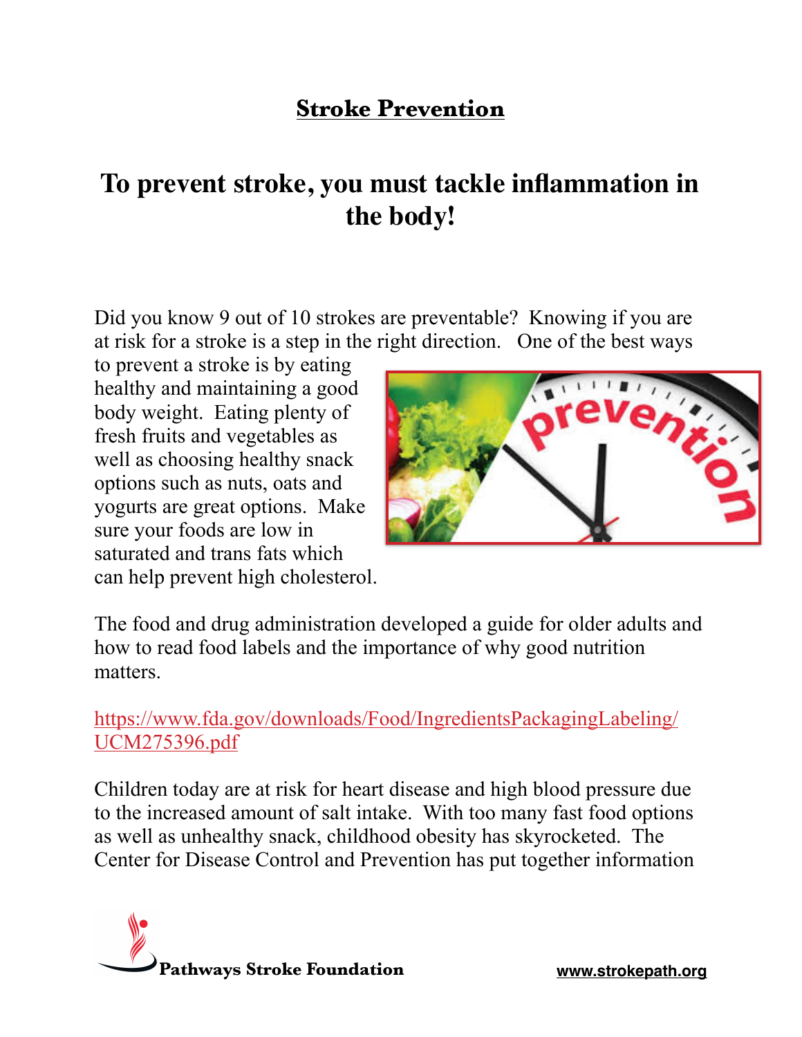## Stroke Prevention

# To prevent stroke, you must tackle inflammation in the body!

Did you know 9 out of 10 strokes are preventable? Knowing if you are at risk for a stroke is a step in the right direction. One of the best ways to prevent a stroke is by eating healthy and maintaining a good body weight. Eating plenty of fresh fruits and vegetables as well as choosing healthy snack options such as nuts, oats and yogurts are great options. Make sure your foods are low in saturated and trans fats which can help prevent high cholesterol.

The food and drug administration developed a guide for older adults and how to read food labels and the importance of why good nutrition matters.

https://www.fda.gov/downloads/Food/IngredientsPackagingLabeling/UCM275396.pdf

Children today are at risk for heart disease and high blood pressure due to the increased amount of salt intake. With too many fast food options as well as unhealthy snack, childhood obesity has skyrocketed. The Center for Disease Control and Prevention has put together information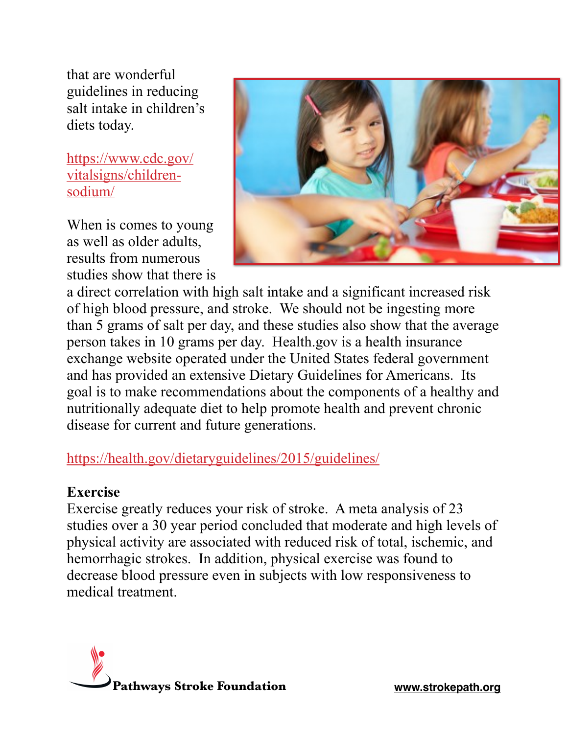that are wonderful guidelines in reducing salt intake in children's diets today.

https://www.cdc.gov/vitalsigns/children-sodium/

When is comes to young as well as older adults, results from numerous studies show that there is a direct correlation with high salt intake and a significant increased risk of high blood pressure, and stroke. We should not be ingesting more than 5 grams of salt per day, and these studies also show that the average person takes in 10 grams per day. Health.gov is a health insurance exchange website operated under the United States federal government and has provided an extensive Dietary Guidelines for Americans. Its goal is to make recommendations about the components of a healthy and nutritionally adequate diet to help promote health and prevent chronic disease for current and future generations.

https://health.gov/dietaryguidelines/2015/guidelines/

**Exercise**

Exercise greatly reduces your risk of stroke. A meta analysis of 23 studies over a 30 year period concluded that moderate and high levels of physical activity are associated with reduced risk of total, ischemic, and hemorrhagic strokes. In addition, physical exercise was found to decrease blood pressure even in subjects with low responsiveness to medical treatment.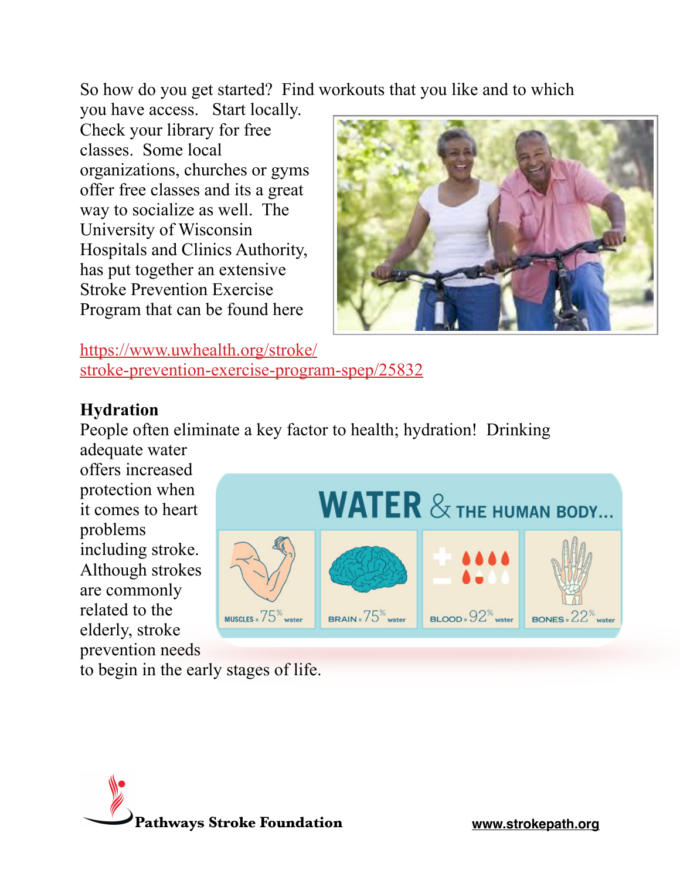So how do you get started? Find workouts that you like and to which you have access. Start locally. Check your library for free classes. Some local organizations, churches or gyms offer free classes and its a great way to socialize as well. The University of Wisconsin Hospitals and Clinics Authority, has put together an extensive Stroke Prevention Exercise Program that can be found here

https://www.uwhealth.org/stroke/stroke-prevention-exercise-program-spep/25832

**Hydration**

People often eliminate a key factor to health; hydration! Drinking adequate water offers increased protection when it comes to heart problems including stroke. Although strokes are commonly related to the elderly, stroke prevention needs to begin in the early stages of life.

WATER & THE HUMAN BODY...

MUSCLES = 75% water

BRAIN = 75% water

BLOOD = 92% water

BONES = 22% water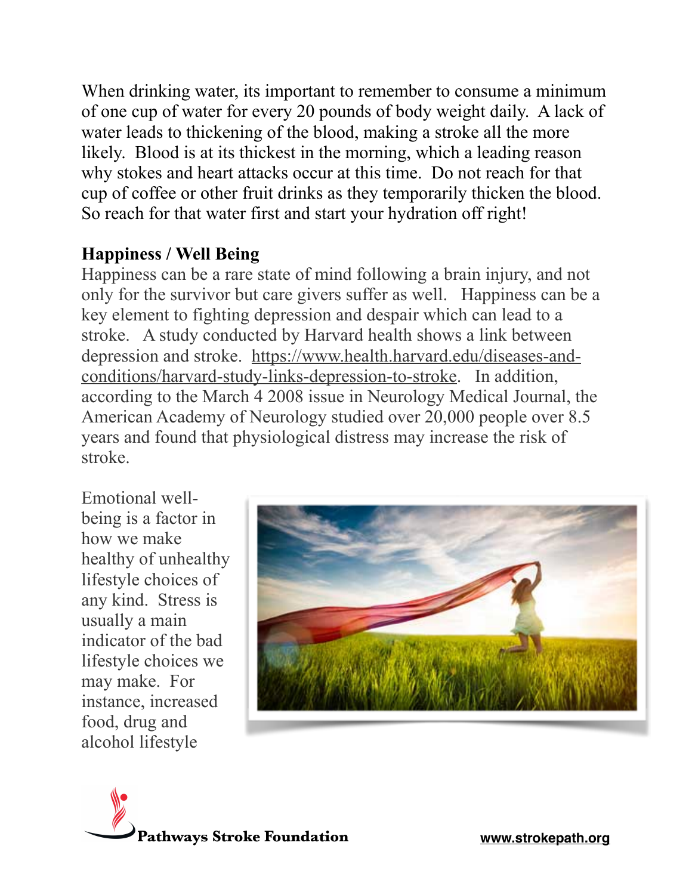When drinking water, its important to remember to consume a minimum of one cup of water for every 20 pounds of body weight daily. A lack of water leads to thickening of the blood, making a stroke all the more likely. Blood is at its thickest in the morning, which a leading reason why stokes and heart attacks occur at this time. Do not reach for that cup of coffee or other fruit drinks as they temporarily thicken the blood. So reach for that water first and start your hydration off right!

**Happiness / Well Being**

Happiness can be a rare state of mind following a brain injury, and not only for the survivor but care givers suffer as well. Happiness can be a key element to fighting depression and despair which can lead to a stroke. A study conducted by Harvard health shows a link between depression and stroke. https://www.health.harvard.edu/diseases-and-conditions/harvard-study-links-depression-to-stroke. In addition, according to the March 4 2008 issue in Neurology Medical Journal, the American Academy of Neurology studied over 20,000 people over 8.5 years and found that physiological distress may increase the risk of stroke.

Emotional well-being is a factor in how we make healthy of unhealthy lifestyle choices of any kind. Stress is usually a main indicator of the bad lifestyle choices we may make. For instance, increased food, drug and alcohol lifestyle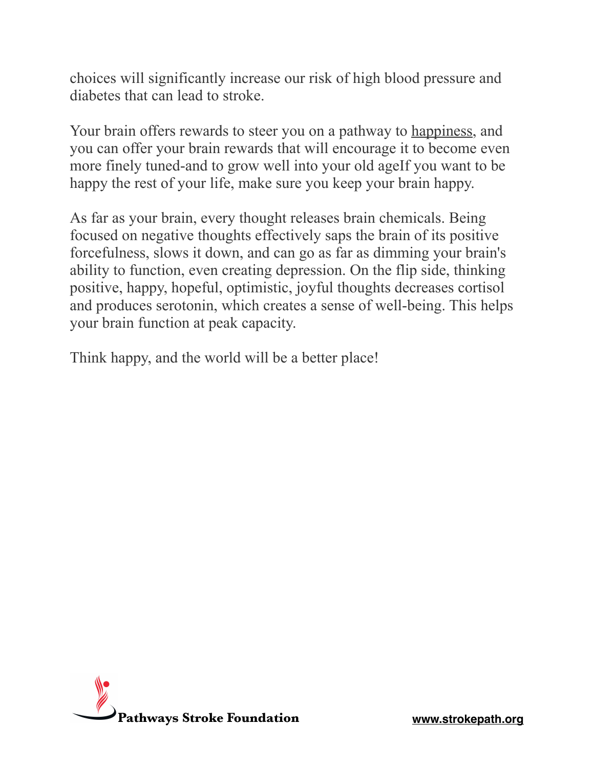choices will significantly increase our risk of high blood pressure and diabetes that can lead to stroke.

Your brain offers rewards to steer you on a pathway to happiness, and you can offer your brain rewards that will encourage it to become even more finely tuned-and to grow well into your old ageIf you want to be happy the rest of your life, make sure you keep your brain happy.

As far as your brain, every thought releases brain chemicals. Being focused on negative thoughts effectively saps the brain of its positive forcefulness, slows it down, and can go as far as dimming your brain's ability to function, even creating depression. On the flip side, thinking positive, happy, hopeful, optimistic, joyful thoughts decreases cortisol and produces serotonin, which creates a sense of well-being. This helps your brain function at peak capacity.

Think happy, and the world will be a better place!